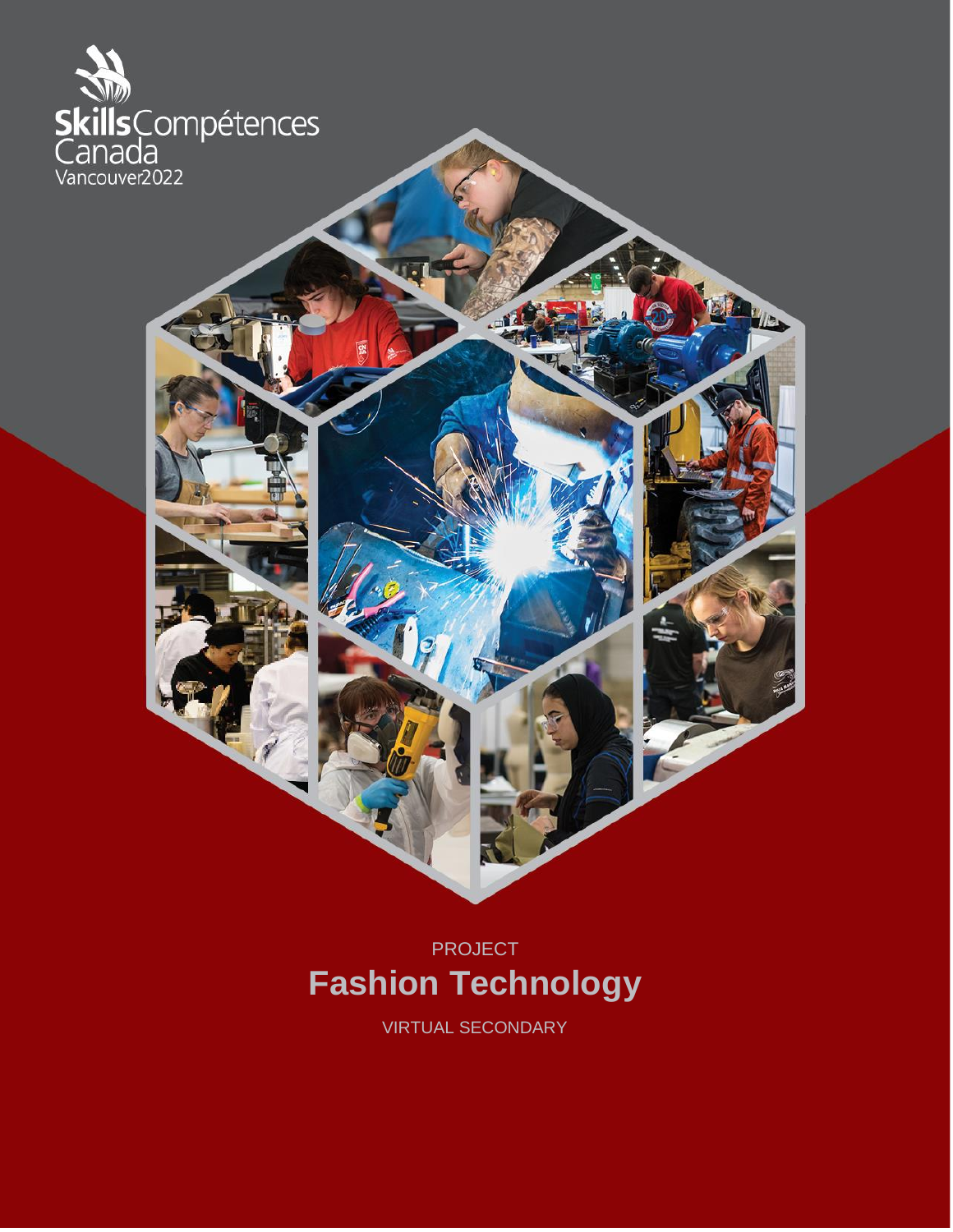Skills Compétences Canada

Vancouver2022

PROJECT

# Fashion Technology

VIRTUAL SECONDARY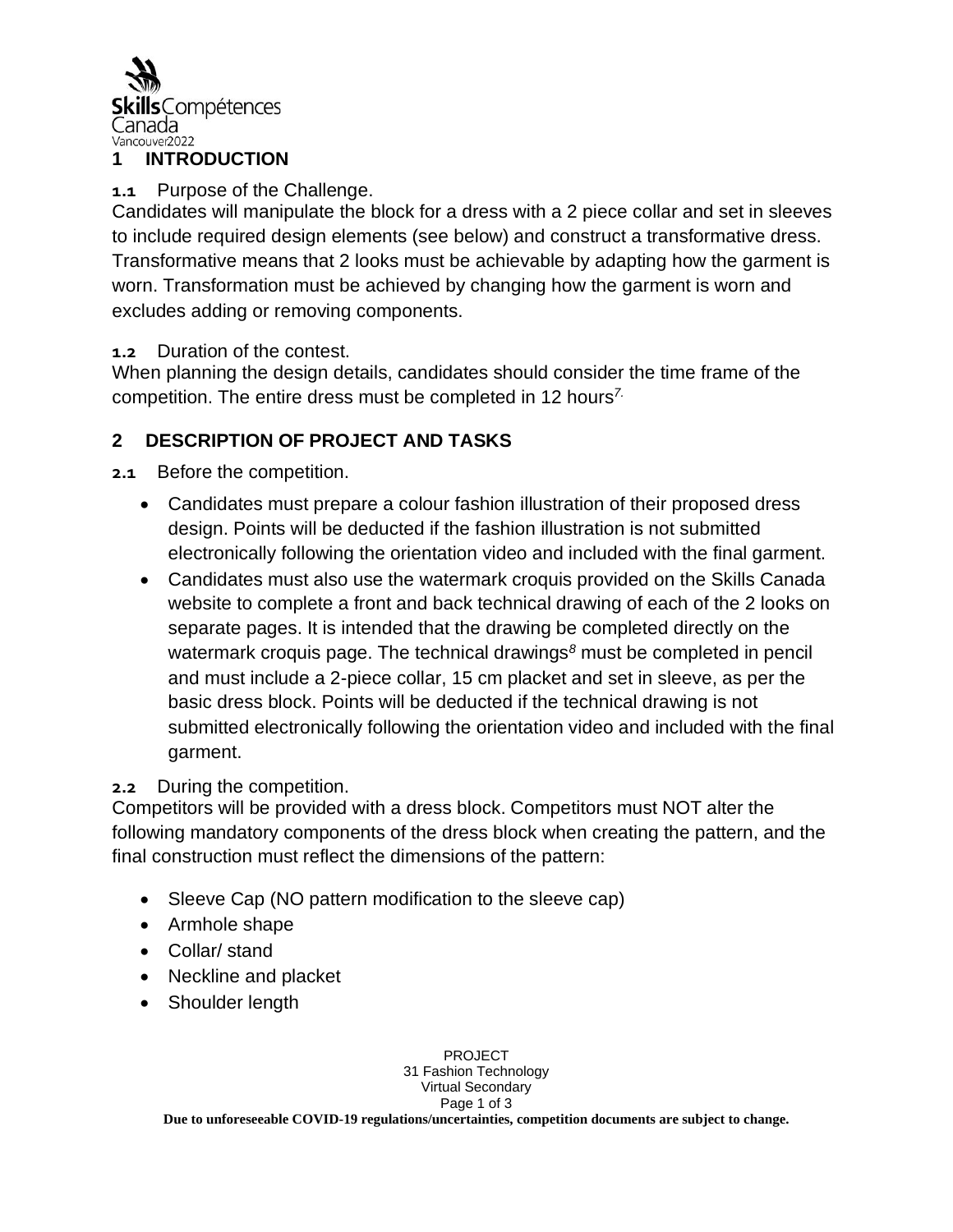## 1 INTRODUCTION

**1.1** Purpose of the Challenge.

Candidates will manipulate the block for a dress with a 2 piece collar and set in sleeves to include required design elements (see below) and construct a transformative dress. Transformative means that 2 looks must be achievable by adapting how the garment is worn. Transformation must be achieved by changing how the garment is worn and excludes adding or removing components.

**1.2** Duration of the contest.

When planning the design details, candidates should consider the time frame of the competition. The entire dress must be completed in 12 hours[7].

## 2 DESCRIPTION OF PROJECT AND TASKS

**2.1** Before the competition.

- Candidates must prepare a colour fashion illustration of their proposed dress design. Points will be deducted if the fashion illustration is not submitted electronically following the orientation video and included with the final garment.
- Candidates must also use the watermark croquis provided on the Skills Canada website to complete a front and back technical drawing of each of the 2 looks on separate pages. It is intended that the drawing be completed directly on the watermark croquis page. The technical drawings[8] must be completed in pencil and must include a 2-piece collar, 15 cm placket and set in sleeve, as per the basic dress block. Points will be deducted if the technical drawing is not submitted electronically following the orientation video and included with the final garment.

**2.2** During the competition.

Competitors will be provided with a dress block. Competitors must NOT alter the following mandatory components of the dress block when creating the pattern, and the final construction must reflect the dimensions of the pattern:

- Sleeve Cap (NO pattern modification to the sleeve cap)
- Armhole shape
- Collar/ stand
- Neckline and placket
- Shoulder length

**Due to unforeseeable COVID-19 regulations/uncertainties, competition documents are subject to change.**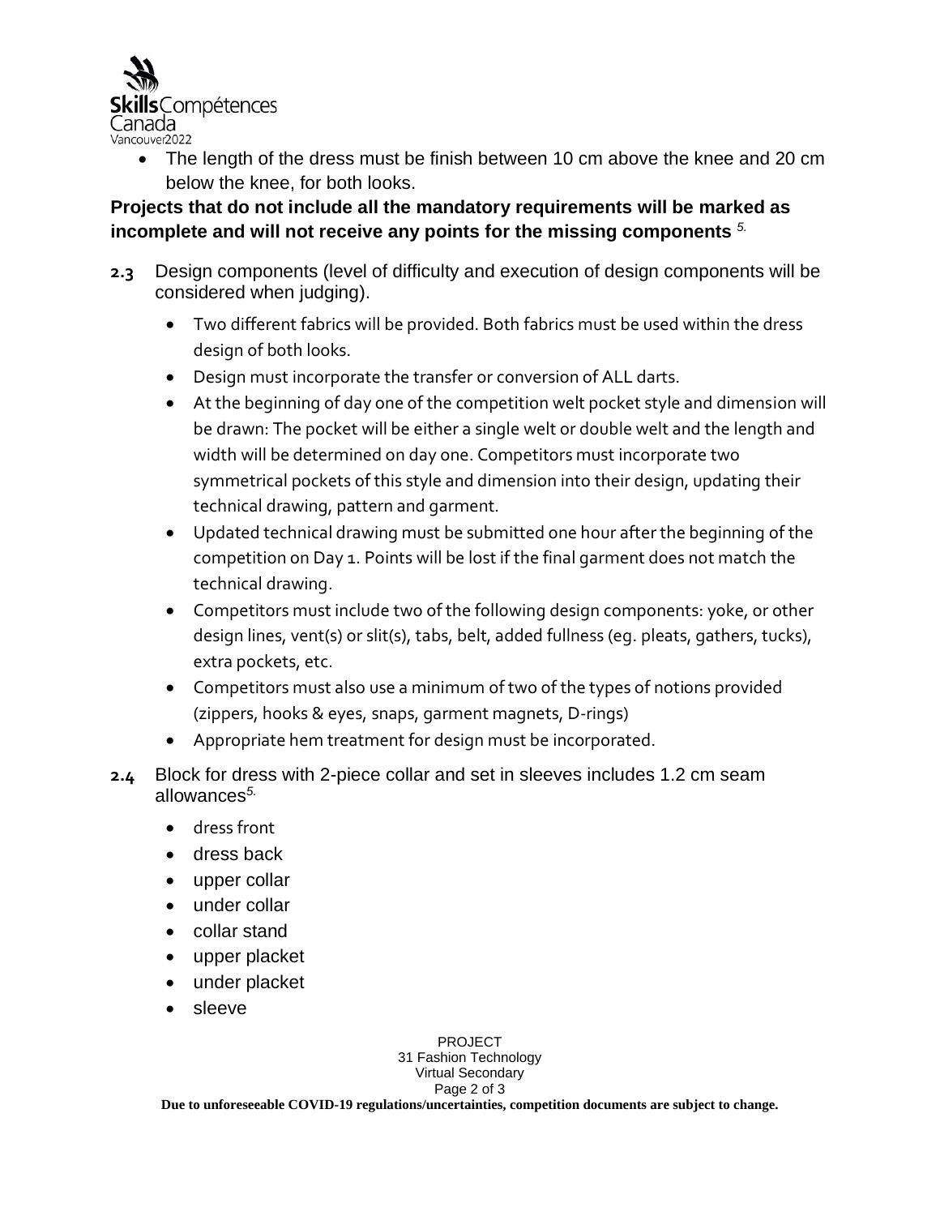- The length of the dress must be finish between 10 cm above the knee and 20 cm below the knee, for both looks.

**Projects that do not include all the mandatory requirements will be marked as incomplete and will not receive any points for the missing components** [5.]

**2.3** Design components (level of difficulty and execution of design components will be considered when judging).

- Two different fabrics will be provided. Both fabrics must be used within the dress design of both looks.
- Design must incorporate the transfer or conversion of ALL darts.
- At the beginning of day one of the competition welt pocket style and dimension will be drawn: The pocket will be either a single welt or double welt and the length and width will be determined on day one. Competitors must incorporate two symmetrical pockets of this style and dimension into their design, updating their technical drawing, pattern and garment.
- Updated technical drawing must be submitted one hour after the beginning of the competition on Day 1. Points will be lost if the final garment does not match the technical drawing.
- Competitors must include two of the following design components: yoke, or other design lines, vent(s) or slit(s), tabs, belt, added fullness (eg. pleats, gathers, tucks), extra pockets, etc.
- Competitors must also use a minimum of two of the types of notions provided (zippers, hooks & eyes, snaps, garment magnets, D-rings)
- Appropriate hem treatment for design must be incorporated.

**2.4** Block for dress with 2-piece collar and set in sleeves includes 1.2 cm seam allowances[5.]

- dress front
- dress back
- upper collar
- under collar
- collar stand
- upper placket
- under placket
- sleeve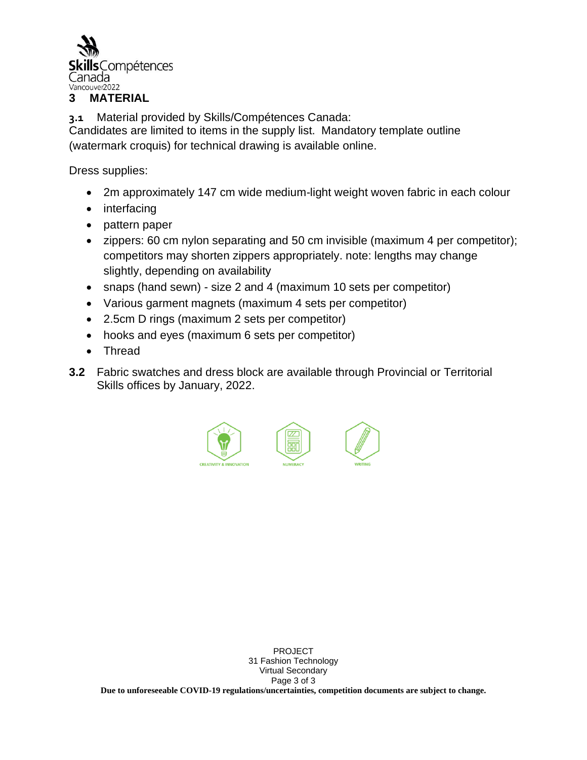## 3 MATERIAL

**3.1** Material provided by Skills/Compétences Canada:
Candidates are limited to items in the supply list. Mandatory template outline (watermark croquis) for technical drawing is available online.

Dress supplies:

- 2m approximately 147 cm wide medium-light weight woven fabric in each colour
- interfacing
- pattern paper
- zippers: 60 cm nylon separating and 50 cm invisible (maximum 4 per competitor); competitors may shorten zippers appropriately. note: lengths may change slightly, depending on availability
- snaps (hand sewn) - size 2 and 4 (maximum 10 sets per competitor)
- Various garment magnets (maximum 4 sets per competitor)
- 2.5cm D rings (maximum 2 sets per competitor)
- hooks and eyes (maximum 6 sets per competitor)
- Thread

**3.2** Fabric swatches and dress block are available through Provincial or Territorial Skills offices by January, 2022.

CREATIVITY & INNOVATION

NUMERACY

WRITING

Due to unforeseeable COVID-19 regulations/uncertainties, competition documents are subject to change.